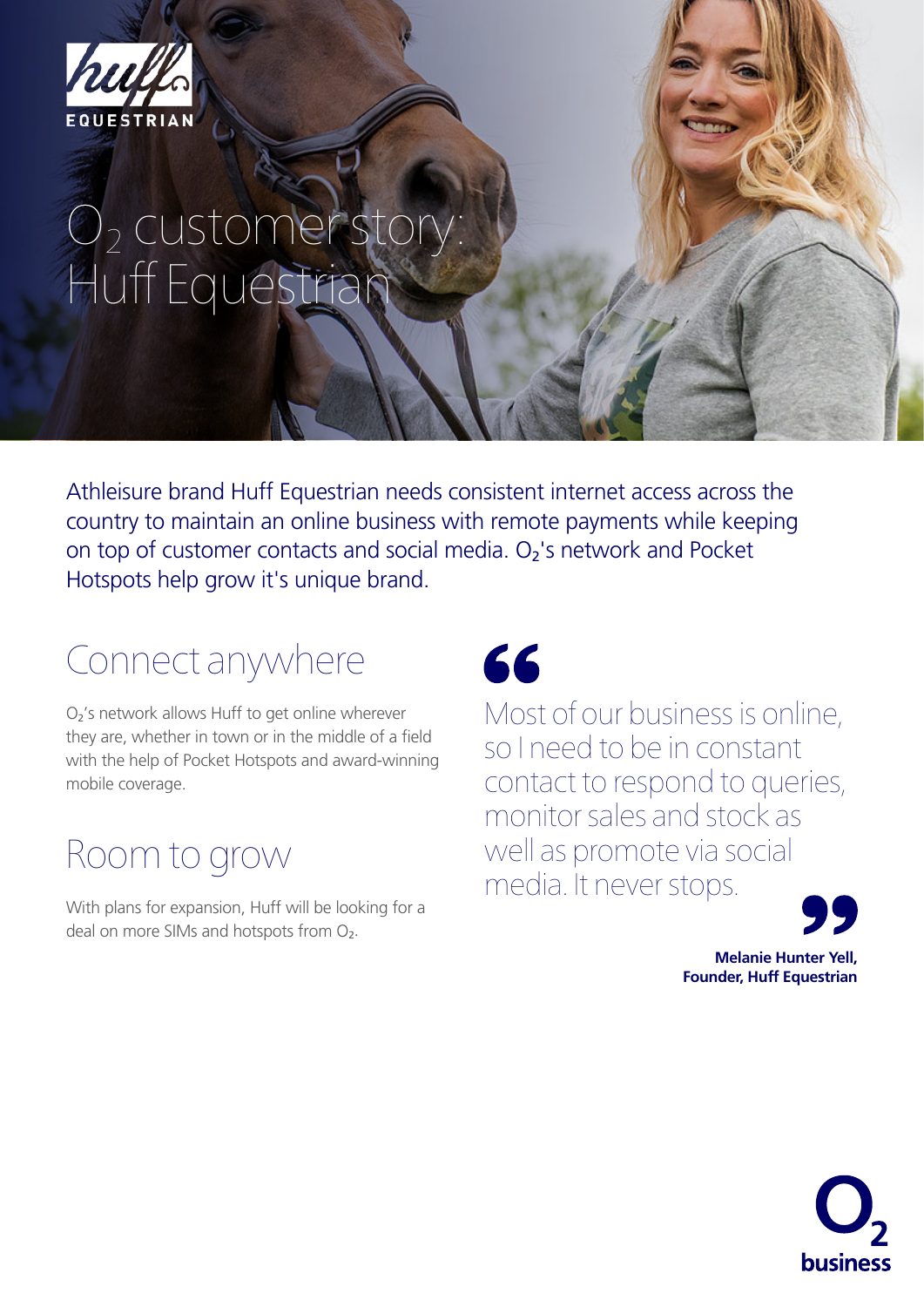huff EQUESTRIAN

# $O_2$ customer story: Huff Equestrian

Athleisure brand Huff Equestrian needs consistent internet access across the country to maintain an online business with remote payments while keeping on top of customer contacts and social media. $O_2$'s network and Pocket Hotspots help grow it's unique brand.

## Connect anywhere

$O_2$'s network allows Huff to get online wherever they are, whether in town or in the middle of a field with the help of Pocket Hotspots and award-winning mobile coverage.

## Room to grow

With plans for expansion, Huff will be looking for a deal on more SIMs and hotspots from $O_2$.

> Most of our business is online, so I need to be in constant contact to respond to queries, monitor sales and stock as well as promote via social media. It never stops.

**Melanie Hunter Yell, Founder, Huff Equestrian**

$O_2$ business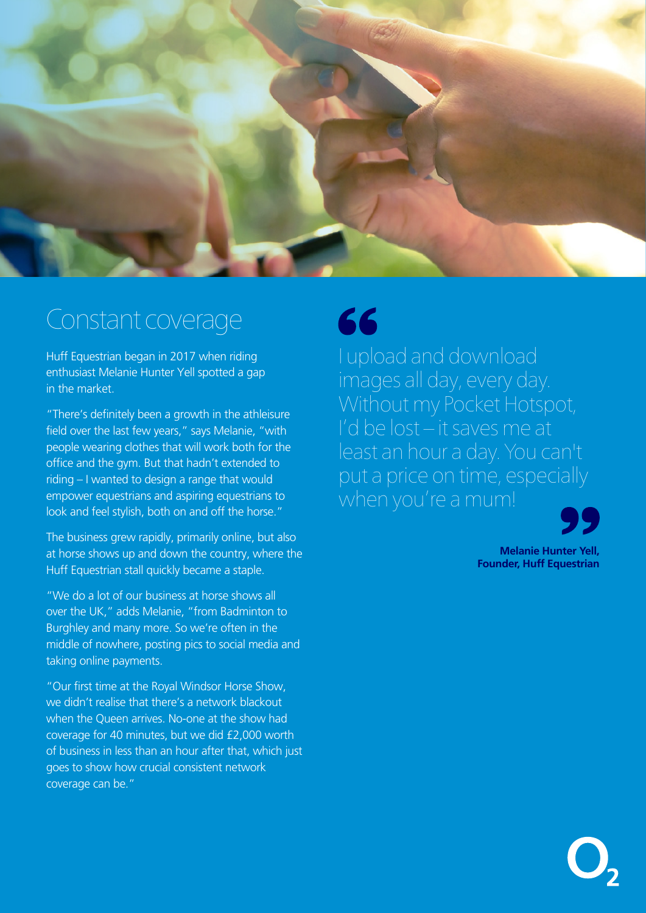## Constant coverage

Huff Equestrian began in 2017 when riding enthusiast Melanie Hunter Yell spotted a gap in the market.

"There's definitely been a growth in the athleisure field over the last few years," says Melanie, "with people wearing clothes that will work both for the office and the gym. But that hadn't extended to riding – I wanted to design a range that would empower equestrians and aspiring equestrians to look and feel stylish, both on and off the horse."

The business grew rapidly, primarily online, but also at horse shows up and down the country, where the Huff Equestrian stall quickly became a staple.

"We do a lot of our business at horse shows all over the UK," adds Melanie, "from Badminton to Burghley and many more. So we're often in the middle of nowhere, posting pics to social media and taking online payments.

"Our first time at the Royal Windsor Horse Show, we didn't realise that there's a network blackout when the Queen arrives. No-one at the show had coverage for 40 minutes, but we did £2,000 worth of business in less than an hour after that, which just goes to show how crucial consistent network coverage can be."

> "I upload and download images all day, every day. Without my Pocket Hotspot, I'd be lost – it saves me at least an hour a day. You can't put a price on time, especially when you're a mum!"
>
> **Melanie Hunter Yell, Founder, Huff Equestrian**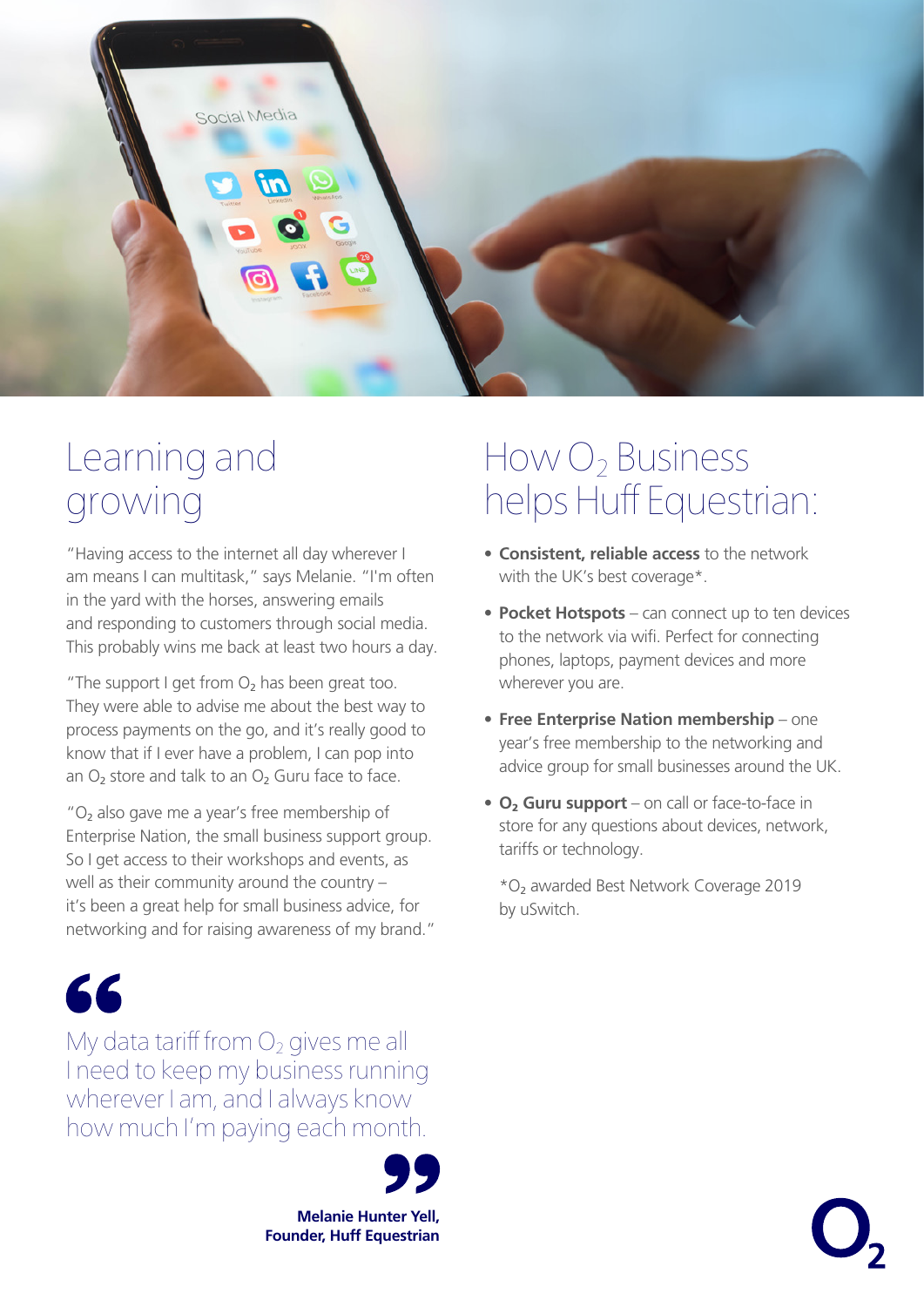## Learning and growing

"Having access to the internet all day wherever I am means I can multitask," says Melanie. "I'm often in the yard with the horses, answering emails and responding to customers through social media. This probably wins me back at least two hours a day.

"The support I get from $O_2$ has been great too. They were able to advise me about the best way to process payments on the go, and it's really good to know that if I ever have a problem, I can pop into an $O_2$ store and talk to an $O_2$ Guru face to face.

"$O_2$ also gave me a year's free membership of Enterprise Nation, the small business support group. So I get access to their workshops and events, as well as their community around the country – it's been a great help for small business advice, for networking and for raising awareness of my brand."

> My data tariff from $O_2$ gives me all I need to keep my business running wherever I am, and I always know how much I'm paying each month.
>
> **Melanie Hunter Yell, Founder, Huff Equestrian**

## How $O_2$ Business helps Huff Equestrian:

- **Consistent, reliable access** to the network with the UK's best coverage*.
- **Pocket Hotspots** – can connect up to ten devices to the network via wifi. Perfect for connecting phones, laptops, payment devices and more wherever you are.
- **Free Enterprise Nation membership** – one year's free membership to the networking and advice group for small businesses around the UK.
- **$O_2$ Guru support** – on call or face-to-face in store for any questions about devices, network, tariffs or technology.

*$O_2$ awarded Best Network Coverage 2019 by uSwitch.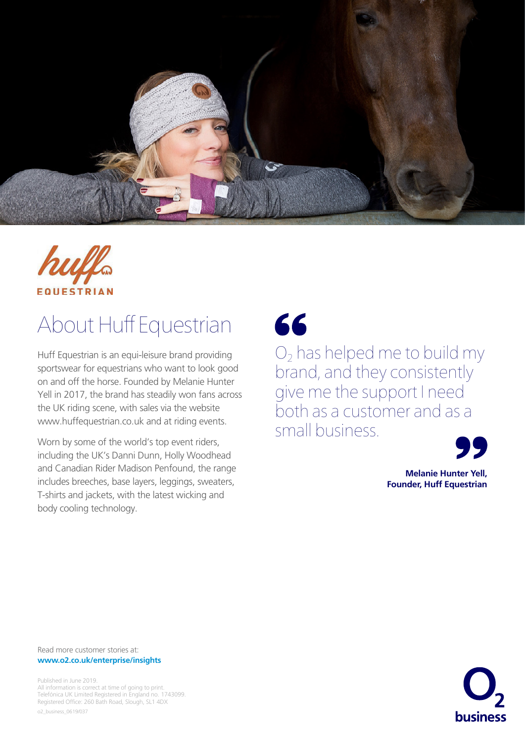huff EQUESTRIAN

## About Huff Equestrian

Huff Equestrian is an equi-leisure brand providing sportswear for equestrians who want to look good on and off the horse. Founded by Melanie Hunter Yell in 2017, the brand has steadily won fans across the UK riding scene, with sales via the website www.huffequestrian.co.uk and at riding events.

Worn by some of the world's top event riders, including the UK's Danni Dunn, Holly Woodhead and Canadian Rider Madison Penfound, the range includes breeches, base layers, leggings, sweaters, T-shirts and jackets, with the latest wicking and body cooling technology.

> $O_2$ has helped me to build my brand, and they consistently give me the support I need both as a customer and as a small business.
>
> **Melanie Hunter Yell, Founder, Huff Equestrian**

Read more customer stories at:
**www.o2.co.uk/enterprise/insights**

Published in June 2019.
All information is correct at time of going to print.
Telefónica UK Limited Registered in England no. 1743099.
Registered Office: 260 Bath Road, Slough, SL1 4DX
o2_business_0619/037

$O_2$ business